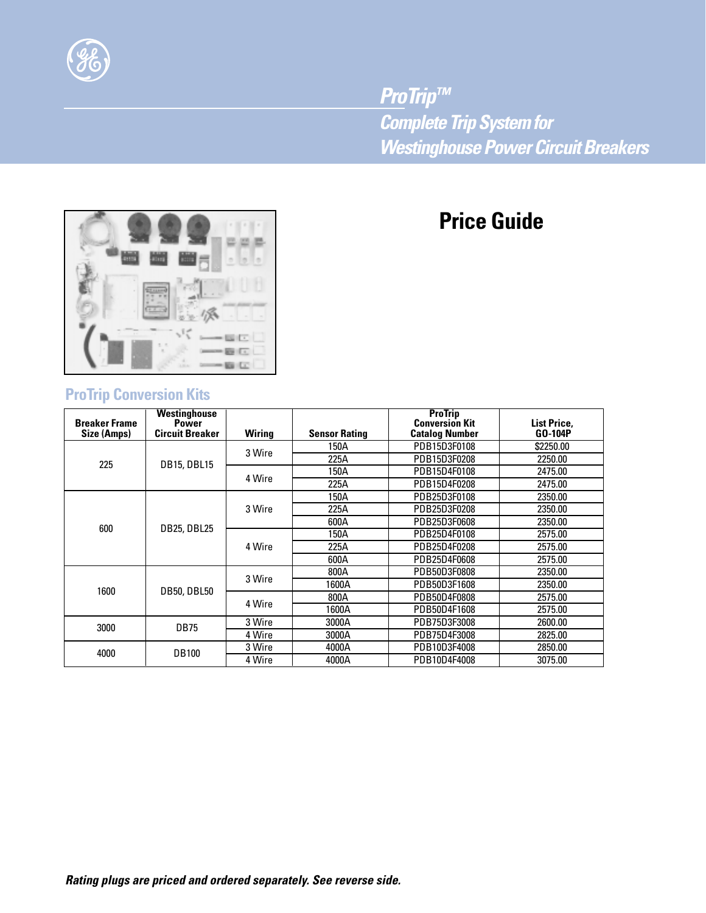## ProTrip™
## Complete Trip System for Westinghouse Power Circuit Breakers

# Price Guide

### ProTrip Conversion Kits

| Breaker Frame Size (Amps) | Westinghouse Power Circuit Breaker | Wiring | Sensor Rating | ProTrip Conversion Kit Catalog Number | List Price, GO-104P |
|---|---|---|---|---|---|
| 225 | DB15, DBL15 | 3 Wire | 150A | PDB15D3F0108 | $2250.00 |
| | | | 225A | PDB15D3F0208 | 2250.00 |
| | | 4 Wire | 150A | PDB15D4F0108 | 2475.00 |
| | | | 225A | PDB15D4F0208 | 2475.00 |
| 600 | DB25, DBL25 | 3 Wire | 150A | PDB25D3F0108 | 2350.00 |
| | | | 225A | PDB25D3F0208 | 2350.00 |
| | | | 600A | PDB25D3F0608 | 2350.00 |
| | | 4 Wire | 150A | PDB25D4F0108 | 2575.00 |
| | | | 225A | PDB25D4F0208 | 2575.00 |
| | | | 600A | PDB25D4F0608 | 2575.00 |
| 1600 | DB50, DBL50 | 3 Wire | 800A | PDB50D3F0808 | 2350.00 |
| | | | 1600A | PDB50D3F1608 | 2350.00 |
| | | 4 Wire | 800A | PDB50D4F0808 | 2575.00 |
| | | | 1600A | PDB50D4F1608 | 2575.00 |
| 3000 | DB75 | 3 Wire | 3000A | PDB75D3F3008 | 2600.00 |
| | | 4 Wire | 3000A | PDB75D4F3008 | 2825.00 |
| 4000 | DB100 | 3 Wire | 4000A | PDB10D3F4008 | 2850.00 |
| | | 4 Wire | 4000A | PDB10D4F4008 | 3075.00 |

***Rating plugs are priced and ordered separately. See reverse side.***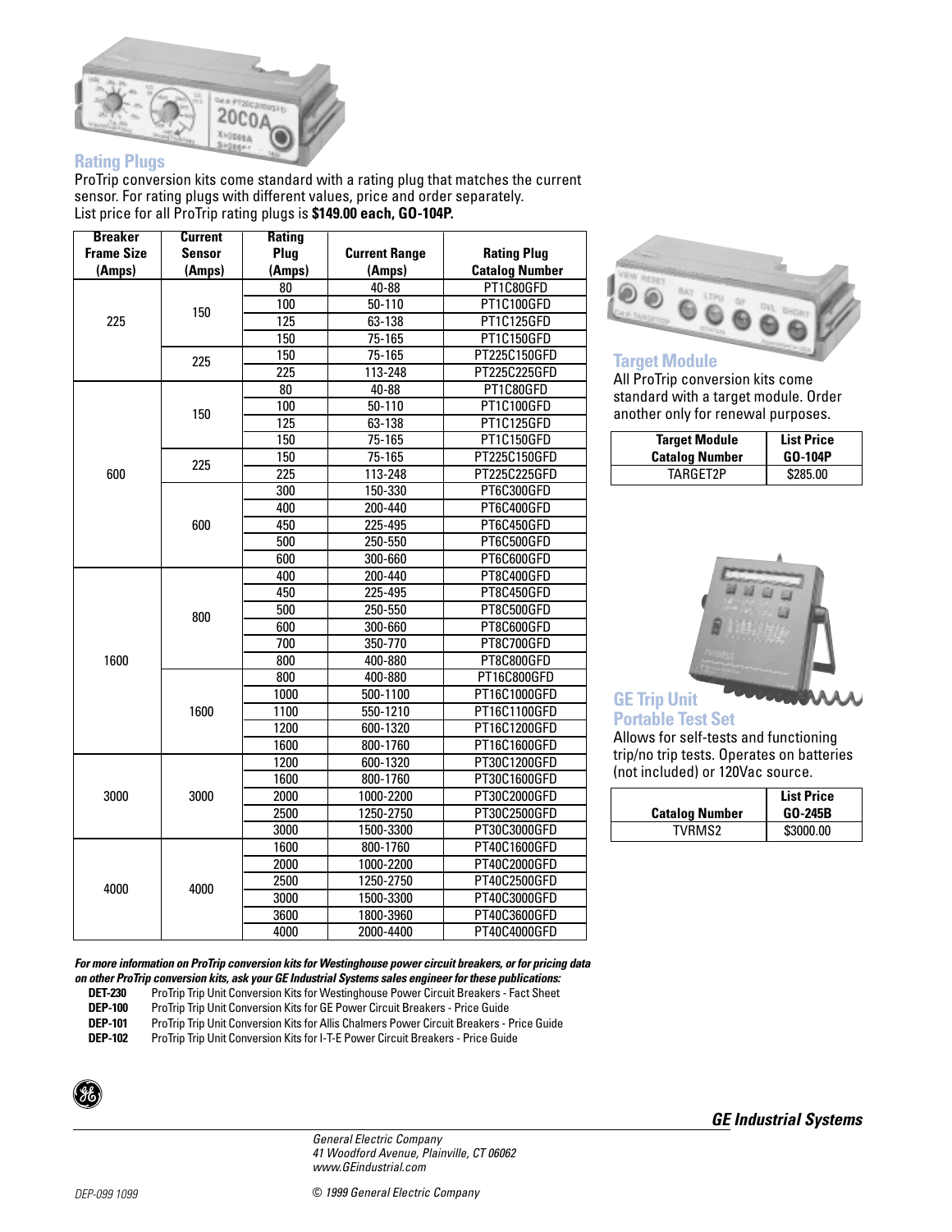## Rating Plugs

ProTrip conversion kits come standard with a rating plug that matches the current sensor. For rating plugs with different values, price and order separately. List price for all ProTrip rating plugs is **$149.00 each, GO-104P.**

| Breaker Frame Size (Amps) | Current Sensor (Amps) | Rating Plug (Amps) | Current Range (Amps) | Rating Plug Catalog Number |
|---|---|---|---|---|
| 225 | 150 | 80 | 40-88 | PT1C80GFD |
| | | 100 | 50-110 | PT1C100GFD |
| | | 125 | 63-138 | PT1C125GFD |
| | | 150 | 75-165 | PT1C150GFD |
| | 225 | 150 | 75-165 | PT225C150GFD |
| | | 225 | 113-248 | PT225C225GFD |
| 600 | 150 | 80 | 40-88 | PT1C80GFD |
| | | 100 | 50-110 | PT1C100GFD |
| | | 125 | 63-138 | PT1C125GFD |
| | | 150 | 75-165 | PT1C150GFD |
| | 225 | 150 | 75-165 | PT225C150GFD |
| | | 225 | 113-248 | PT225C225GFD |
| | 600 | 300 | 150-330 | PT6C300GFD |
| | | 400 | 200-440 | PT6C400GFD |
| | | 450 | 225-495 | PT6C450GFD |
| | | 500 | 250-550 | PT6C500GFD |
| | | 600 | 300-660 | PT6C600GFD |
| 1600 | 800 | 400 | 200-440 | PT8C400GFD |
| | | 450 | 225-495 | PT8C450GFD |
| | | 500 | 250-550 | PT8C500GFD |
| | | 600 | 300-660 | PT8C600GFD |
| | | 700 | 350-770 | PT8C700GFD |
| | | 800 | 400-880 | PT8C800GFD |
| | 1600 | 800 | 400-880 | PT16C800GFD |
| | | 1000 | 500-1100 | PT16C1000GFD |
| | | 1100 | 550-1210 | PT16C1100GFD |
| | | 1200 | 600-1320 | PT16C1200GFD |
| | | 1600 | 800-1760 | PT16C1600GFD |
| 3000 | 3000 | 1200 | 600-1320 | PT30C1200GFD |
| | | 1600 | 800-1760 | PT30C1600GFD |
| | | 2000 | 1000-2200 | PT30C2000GFD |
| | | 2500 | 1250-2750 | PT30C2500GFD |
| | | 3000 | 1500-3300 | PT30C3000GFD |
| 4000 | 4000 | 1600 | 800-1760 | PT40C1600GFD |
| | | 2000 | 1000-2200 | PT40C2000GFD |
| | | 2500 | 1250-2750 | PT40C2500GFD |
| | | 3000 | 1500-3300 | PT40C3000GFD |
| | | 3600 | 1800-3960 | PT40C3600GFD |
| | | 4000 | 2000-4400 | PT40C4000GFD |

## Target Module

All ProTrip conversion kits come standard with a target module. Order another only for renewal purposes.

| Target Module Catalog Number | List Price GO-104P |
|---|---|
| TARGET2P | $285.00 |

## GE Trip Unit Portable Test Set

Allows for self-tests and functioning trip/no trip tests. Operates on batteries (not included) or 120Vac source.

| Catalog Number | List Price GO-245B |
|---|---|
| TVRMS2 | $3000.00 |

***For more information on ProTrip conversion kits for Westinghouse power circuit breakers, or for pricing data on other ProTrip conversion kits, ask your GE Industrial Systems sales engineer for these publications:***

- **DET-230** ProTrip Trip Unit Conversion Kits for Westinghouse Power Circuit Breakers - Fact Sheet
- **DEP-100** ProTrip Trip Unit Conversion Kits for GE Power Circuit Breakers - Price Guide
- **DEP-101** ProTrip Trip Unit Conversion Kits for Allis Chalmers Power Circuit Breakers - Price Guide
- **DEP-102** ProTrip Trip Unit Conversion Kits for I-T-E Power Circuit Breakers - Price Guide

***GE Industrial Systems***

*General Electric Company*
*41 Woodford Avenue, Plainville, CT 06062*
*www.GEindustrial.com*

*DEP-099 1099*

*© 1999 General Electric Company*